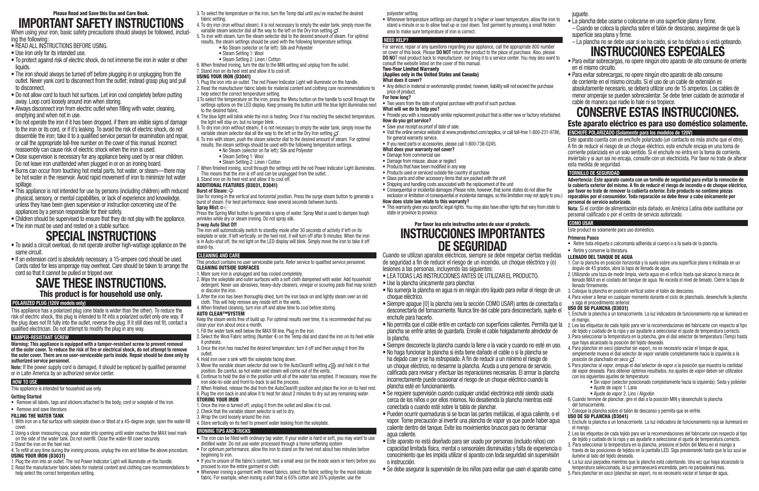**Please Read and Save this Use and Care Book.**

# IMPORTANT SAFETY INSTRUCTIONS

When using your iron, basic safety precautions should always be followed, including the following:

- READ ALL INSTRUCTIONS BEFORE USING.
- Use iron only for its intended use.
- To protect against risk of electric shock, do not immerse the iron in water or other liquids.
- The iron should always be turned off before plugging in or unplugging from the outlet. Never yank cord to disconnect from the outlet; instead grasp plug and pull to disconnect.
- Do not allow cord to touch hot surfaces. Let iron cool completely before putting away. Loop cord loosely around iron when storing.
- Always disconnect iron from electric outlet when filling with water, cleaning, emptying and when not in use.
- Do not operate the iron if it has been dropped, if there are visible signs of damage to the iron or its cord, or if it's leaking. To avoid the risk of electric shock, do not dissemble the iron; take it to a qualified service person for examination and repair, or call the appropriate toll-free number on the cover of this manual. Incorrect reassembly can cause risk of electric shock when the iron is used.
- Close supervision is necessary for any appliance being used by or near children. Do not leave iron unattended when plugged in or on an ironing board.
- Burns can occur from touching hot metal parts, hot water, or steam—there may be hot water in the reservoir. Avoid rapid movement of iron to minimize hot water spillage.
- This appliance is not intended for use by persons (including children) with reduced physical, sensory, or mental capabilities, or lack of experience and knowledge, unless they have been given supervision or instruction concerning use of the appliances by a person responsible for their safety.
- Children should be supervised to ensure that they do not play with the appliance.
- The iron must be used and rested on a stable surface.

# SPECIAL INSTRUCTIONS

- To avoid a circuit overload, do not operate another high-wattage appliance on the same circuit.
- If an extension cord is absolutely necessary, a 15-ampere cord should be used. Cords rated for less amperage may overheat. Care should be taken to arrange the cord so that it cannot be pulled or tripped over.

# SAVE THESE INSTRUCTIONS.

## This product is for household use only.

### POLARIZED PLUG (120V models only)

This appliance has a polarized plug (one blade is wider than the other). To reduce the risk of electric shock, this plug is intended to fit into a polarized outlet only one way. If the plug does not fit fully into the outlet, reverse the plug. If it still does not fit, contact a qualified electrician. Do not attempt to modify the plug in any way.

### TAMPER-RESISTANT SCREW

**Warning: This appliance is equipped with a tamper-resistant screw to prevent removal of the outer cover. To reduce the risk of fire or electrical shock, do not attempt to remove the outer cover. There are no user-serviceable parts inside. Repair should be done only by authorized service personnel.**

**Note:** If the power supply cord is damaged, it should be replaced by qualified personnel or in Latin America by an authorized service center.

### HOW TO USE

This appliance is intended for household use only.

**Getting Started**

- Remove all labels, tags and stickers attached to the body, cord or soleplate of the iron.
- Remove and save literature.

**FILLING THE WATER TANK**

1. With iron on a flat surface with soleplate down or tilted at a 45-degree angle, open the water-fill cover.
2. Using a clean measuring cup, pour water into opening until water reaches the MAX level mark on the side of the water tank. Do not overfill. Close the water-fill cover securely.
3. Stand the iron on the heel rest.
4. To refill at any time during the ironing process, unplug the iron and follow the above procedure.

**USING YOUR IRON (D3031)**

1. Plug the iron into an outlet. The red Power Indicator Light will illuminate on the handle.
2. Read the manufacturer fabric labels for material content and clothing care recommendations to help select the correct temperature setting.
3. To select the temperature on the iron, turn the Temp dial until you've reached the desired fabric setting.
4. To dry iron (iron without steam), it is not necessary to empty the water tank; simply move the variable steam selector dial all the way to the left on the Dry Iron setting.
5. To iron with steam, turn the steam selector dial to the desired amount of steam. For optimal results, the steam settings should be used with the following temperature settings.
   - No Steam (selector on far left): Silk and Polyester
   - Steam Setting 1: Wool
   - Steam Setting 2: Linen / Cotton
6. When finished ironing, turn the dial to the MIN setting and unplug from the outlet.
7. Stand iron on its heel rest and allow it to cool off.

**USING YOUR IRON (D3041)**

1. Plug the iron into an outlet. The red Power Indicator Light will illuminate on the handle.
2. Read the manufacturer fabric labels for material content and clothing care recommendations to help select the correct temperature setting.
3. To select the temperature on the iron, press the Menu button on the handle to scroll through the settings options on the LED display. Keep pressing the button until the blue light illuminates next to the desired fabric.
4. The blue light will blink while the iron is heating. Once it has reaching the selected temperature, the light will stay on, but no longer blink. .
5. To dry iron (iron without steam), it is not necessary to empty the water tank; simply move the variable steam selector dial all the way to the left on the Dry Iron setting.
6. To iron with steam, push the steam selector dial to the desired amount of steam. For optimal results, the steam settings should be used with the following temperature settings.
   - No Steam (selector on far left): Silk and Polyester
   - Steam Setting 1: Wool
   - Steam Setting 2: Linen / Cotton
7. When finished ironing, scroll through the settings until the red Power Indicator Light illuminates. This means that the iron is off and can be unplugged from the outlet. .
8. Stand iron on its heel rest and allow it to cool off.

**ADDITIONAL FEATURES (D3031, D3041)**

**Burst of Steam:**
Use for ironing in the vertical and horizontal position. Press the surge steam button to generate a burst of steam. For best performance, leave several seconds between bursts.

**Spray Mist:**
Press the Spring Mist button to generate a spray of water. Spray Mist is used to dampen tough wrinkles while dry or steam ironing. Do not spray silk.

**3-way Auto Shut Off**
The iron will automatically switch to standby mode after 30 seconds of activity if left on its soleplate or side. If left vertically, on the heel rest, it will turn off after 8 minutes. When the iron is in Auto-shut off, the red light on the LED display will blink. Simply move the iron to take it off stand-by.

### CLEANING AND CARE

This product contains no user serviceable parts. Refer service to qualified service personnel.

**CLEANING OUTSIDE SURFACES**

1. Mare sure iron is unplugged and has cooled completely.
2. Wipe the soleplate and outer surfaces with a soft cloth dampened with water. Add household detergent. Never use abrasives, heavy-duty cleaners, vinegar or scouring pads that may scratch or discolor the iron.
3. After the iron has been thoroughly dried, turn the iron back on and lightly steam over an old cloth. This will help remove any reside left in the vents.
4. When finished cleaning, turn iron off and allow time to cool before storing.

**AUTO CLEAN™SYSTEM**

Keep the steam vents free of build up. For optimal results over time, it is recommended that you clean your iron about once a month.

1. Fill the water tank well below the MAX fill line. Plug in the iron.
2. Select the Wool Fabric setting (Number 4) on the Temp dial and stand the iron on its heel while it preheats.
3. Once the iron has reached the desired temperature; turn it off and then unplug it from the outlet.
4. Hold iron over a sink with the soleplate facing down.
5. Move the variable steam selector dial over to the AutoClean® setting and hold it in that position. Be careful, as hot water and steam will come out of the vents.
6. Continue to hold the dial in the position until all of the water has emptied. If necessary, move the iron side-to-side and front-to-back to aid the process.
7. When finished, release the dial from the AutoClean® position and place the iron on its heel rest.
8. Plug the iron back in and allow it to heat for about 2 minutes to dry out any remaining water.

**STORING YOUR IRON**

1. Once the iron is turned off, unplug it from the outlet and allow it to cool.
2. Check that the variable steam selector is set to dry.
3. Wrap the cord loosely around the iron.
4. Store vertically on its heel to prevent water leaking from the soleplate.

### IRONING TIPS AND TRICKS

- The iron can be filled with ordinary tap water; if your water is hard or soft, you may want to use distilled water. Do not use water processed through a home softening system
- For optimum performance, allow the iron to stand on the heel rest about two minutes before beginning to iron.
- If you're unsure of the fabric's content, test a small area (on the inside seam or hem) before you proceed to iron the entire garment or cloth.
- Whenever ironing a garment with mixed fabrics, select the fabric setting for the most delicate fabric. For example, when ironing a shirt that is 65% cotton and 35% polyester, use the polyester setting.
- Whenever temperature settings are changed to a higher or lower temperature, allow the iron to stand a minute or so to allow heat up or cool down. Test garment by pressing a small hidden area to make sure temperature of iron is correct.

### NEED HELP?

For service, repair or any questions regarding your appliance, call the appropriate 800 number on cover of this book. Please **DO NOT** return the product to the place of purchase. Also, please **DO NOT** mail product back to manufacturer, nor bring it to a service center. You may also want to consult the website listed on the cover of this manual.

**Two-Year Limited Warranty**
**(Applies only in the United States and Canada)**

**What does it cover?**
- Any defect in material or workmanship provided; however, liability will not exceed the purchase price of product.

**For how long?**
- Two years from the date of original purchase with proof of such purchase.

**What will we do to help you?**
- Provide you with a reasonably similar replacement product that is either new or factory refurbished.

**How do you get service?**
- Save your receipt as proof of date of sale.
- Visit the online service website at www.prodprotect.com/applica, or call toll-free 1-800-231-9786, for general warranty service.
- If you need parts or accessories, please call 1-800-738-0245.

**What does your warranty not cover?**
- Damage from commercial use
- Damage from misuse, abuse or neglect
- Products that have been modified in any way
- Products used or serviced outside the country of purchase
- Glass parts and other accessory items that are packed with the unit
- Shipping and handling costs associated with the replacement of the unit
- Consequential or incidental damages (Please note, however, that some states do not allow the exclusion or limitation of consequential or incidental damages, so this limitation may not apply to you.)

**How does state law relate to this warranty?**
- This warranty gives you specific legal rights. You may also have other rights that vary from state to state or province to province.

**Por favor lea este instructivo antes de usar el producto.**

# INSTRUCCIONES IMPORTANTES DE SEGURIDAD

Cuando se utilizan aparatos eléctricos, siempre se debe respetar ciertas medidas de seguridad a fin de reducir el riesgo de un incendio, un choque eléctrico y (o) lesiones a las personas, incluyendo las siguientes:

- LEA TODAS LAS INSTRUCCIONES ANTES DE UTILIZAR EL PRODUCTO.
- Use la plancha únicamente para planchar.
- No sumerja la plancha en agua ni en ningún otro líquido para evitar el riesgo de un choque eléctrico.
- Siempre apague [0] la plancha (vea la sección COMO USAR) antes de conectarla o desconectarla del tomacorriente. Nunca tire del cable para desconectarlo, sujete el enchufe para hacerlo.
- No permita que el cable entre en contacto con superficies calientes. Permita que la plancha se enfríe antes de guardarla. Enrolle el cable holgadamente alrededor de la plancha.
- Siempre desconecte la plancha cuando la llene o la vacíe y cuando no esté en uso.
- No haga funcionar la plancha si ésta tiene dañado el cable o si la plancha se ha dejado caer y se ha estropeado. A fin de reducir a un mínimo el riesgo de un choque eléctrico, no desarme la plancha. Acuda a una persona de servicio, calificada para revisar y efectuar las reparaciones necesarias. El armar la plancha incorrectamente puede ocasionar el riesgo de un choque eléctrico cuando la plancha esté en funcionamiento.
- Se requiere supervisión cuando cualquier unidad electrónica esté siendo usada cerca de los niños o por ellos mismos. No desatienda la plancha mientras esté conectada o cuando esté sobre la tabla de planchar.
- Pueden ocurrir quemaduras si se tocan las partes metálicas, el agua caliente, o el vapor. Tome precaución al invertir una plancha de vapor ya que puede haber agua caliente dentro del tanque. Evite los movimientos bruscos para no derramar agua caliente.
- Este aparato no está diseñado para ser usado por personas (incluido niños) con capacidad limitada física, mental o sensoriales disminuidas y falta de experiencia o conocimiento que les impida utilizar el aparato con toda seguridad sin supervisión o instrucción.
- Se debe asegurar la supervisión de los niños para evitar que usen el aparato como juguete.
- La plancha debe usarse o colocarse en una superficie plana y firme.
  – Cuando se coloca la plancha sobre el talón de descanso, asegúrese de que la superficie sea plana y firme.
  – La plancha no se debe usar si se ha caído, si se ha dañado o si está goteando.

# INSTRUCCIONES ESPECIALES

- Para evitar sobrecargas, no opere ningún otro aparato de alto consumo de corriente en el mismo circuito.
- Para evitar sobrecargas, no opere ningún otro aparato de alto consumo de corriente en el mismo circuito. Si el uso de un cable de extensión es absolutamente necesario, se deberá utilizar uno de 15 amperios. Los cables de menor amperaje se pueden sobrecalentar. Se debe tener cuidado de acomodar el cable de manera que nadie lo hale ni se tropiece.

# CONSERVE ESTAS INSTRUCCIONES.

## Este aparato eléctrico es para uso doméstico solamente.

### ENCHUFE POLARIZADO (Solamente para los modelos de 120V)

Este aparato cuenta con un enchufe polarizado (un contacto es más ancho que el otro). A fin de reducir el riesgo de un choque eléctrico, este enchufe encaja en una toma de corriente polarizada en un solo sentido. Si el enchufe no entra en la toma de corriente, inviértalo y si aun así no encaja, consulte con un electricista. Por favor no trate de alterar esta medida de seguridad.

### TORNILLO DE SEGURIDAD

**Advertencia: Este aparato cuenta con un tornillo de seguridad para evitar la remoción de la cubierta exterior del mismo. A fin de reducir el riesgo de incendio o de choque eléctrico, por favor no trate de remover la cubierta exterior. Este producto no contiene piezas reparables por el consumidor. Toda reparación se debe llevar a cabo únicamente por personal de servicio autorizado.**

**Nota:** Si el cordón de alimentación esta dañado, en América Latina debe sustituirse por personal calificado o por el centro de servicio autorizado.

### COMO USAR

Este product es solamente para uso doméstico.

**Primeros Pasos**

- Retire toda etiqueta o calcomanía adherida al cuerpo o a la suela de la plancha.
- Retire y conserve la literatura.

**LLENADO DEL TANQUE DE AGUA**

1. Con la plancha en posición horizontal y la suela sobre una superficie plana o inclinada en un ángulo de 45 grados, abra la tapa de llenado de agua.
2. Utilizando una taza de medir limpia, vierta agua en el orificio hasta que alcance la marca de llenado MAX en el costado del tanque de agua. No exceda el nivel de llenado. Cierre la tapa de llenado firmemente.
3. Coloque la plancha en posición vertical sobre el talón de descanso.
4. Para volver a llenar en cualquier momento durante el ciclo de planchado, desenchufe la plancha y siga el procedimiento anterior.

**USO DE SU PLANCHA (D3031)**

1. Enchufe la plancha a un tomacorriente. La luz indicadora de funcionamiento roja se iluminará en el mango.
2. Lea las etiquetas de cada tejido para ver las recomendaciones del fabricante con respecto al tipo de tejido y cuidado de la ropa y así ayudarle a seleccionar el ajuste de temperatura correcto.
3. Para seleccionar la temperatura en la plancha, gire el dial selector de temperatura (Temp) hasta que haya alcanzado la posición del tejido deseado.
4. Para planchar en seco (planchar sin vapor), no es necesario vaciar el tanque de agua, simplemente mueva el dial selector de vapor variable completamente hacia la izquierda a la posición de planchado en seco.
5. Para planchar al vapor, empuje el dial selector de vapor a la posición que muestra la cantidad de vapor deseada. Para obtener óptimos resultados, los ajustes de vapor deben ser utilizados con los siguientes ajustes de temperatura:
   - Sin vapor (selector posicionado completamente hacia la izquierda): Seda y poliéster
   - Ajuste de vapor 1: Lana
   - Ajuste de vapor 2: Lino / Algodón
6. Cuando termine de planchar, gire el dial a la posición MIN y desenchufe la plancha del tomacorriente.
7. Coloque la plancha sobre el talón de descanso y permita que se enfríe.

**USO DE SU PLANCHA (D3041)**

1. Enchufe la plancha a un tomacorriente. La luz indicadora de funcionamiento roja se iluminará en el mango.
2. Lea las etiquetas de cada tejido para ver las recomendaciones del fabricante con respecto al tipo de tejido y cuidado de la ropa y así ayudarle a seleccionar el ajuste de temperatura correcto.
3. Para seleccionar la temperatura en la plancha, presione el botón del Menu en el mango a través de las posiciones de tejidos en la pantalla LED. Siga presionando hasta que la luz azul se ilumine al lado del tejido deseado.
4. La luz azul parpadea mientras que la plancha está calentando. Una vez que haya alcanzado la temperatura seleccionada, la luz permanecerá encendida, pero no parpadeará mas.
5. Para planchar en seco (planchar sin vapor), no es necesario vaciar el tanque de agua,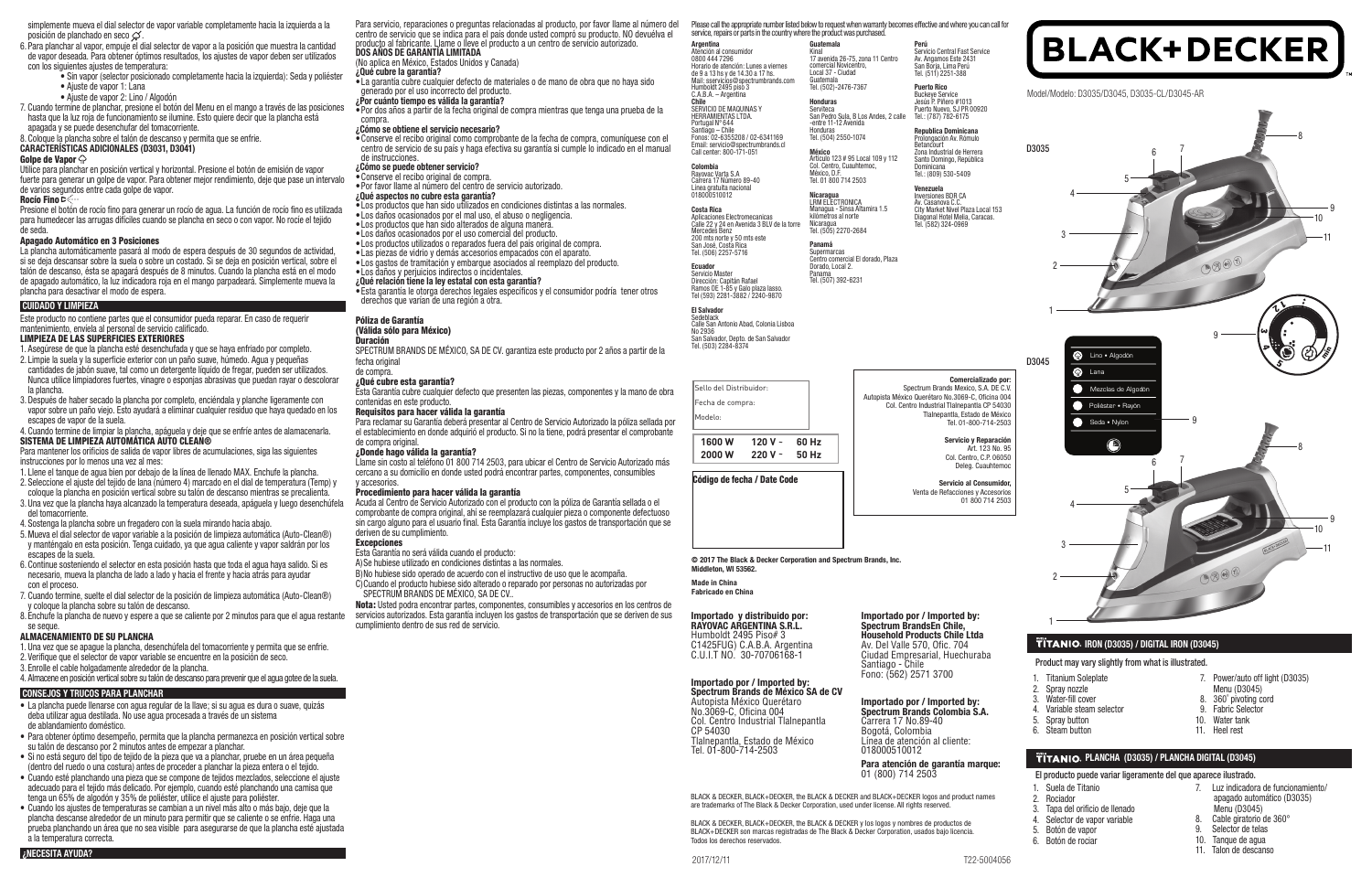simplemente mueva el dial selector de vapor variable completamente hacia la izquierda a la posición de planchado en seco.

6. Para planchar al vapor, empuje el dial selector de vapor a la posición que muestra la cantidad de vapor deseada. Para obtener óptimos resultados, los ajustes de vapor deben ser utilizados con los siguientes ajustes de temperatura:
   - Sin vapor (selector posicionado completamente hacia la izquierda): Seda y poliéster
   - Ajuste de vapor 1: Lana
   - Ajuste de vapor 2: Lino / Algodón
7. Cuando termine de planchar, presione el botón del Menu en el mango a través de las posiciones hasta que la luz roja de funcionamiento se ilumine. Esto quiere decir que la plancha está apagada y se puede desenchufar del tomacorriente.
8. Coloque la plancha sobre el talón de descanso y permita que se enfríe.

**CARACTERÍSTICAS ADICIONALES (D3031, D3041)**

**Golpe de Vapor**

Utilice para planchar en posición vertical y horizontal. Presione el botón de emisión de vapor fuerte para generar un golpe de vapor. Para obtener mejor rendimiento, deje que pase un intervalo de varios segundos entre cada golpe de vapor.

**Rocío Fino**

Presione el botón de rocío fino para generar un rocío de agua. La función de rocío fino es utilizada para humedecer las arrugas difíciles cuando se plancha en seco o con vapor. No rocíe el tejido de seda.

**Apagado Automático en 3 Posiciones**

La plancha automáticamente pasará al modo de espera después de 30 segundos de actividad, si se deja descansar sobre la suela o sobre un costado. Si se deja en posición vertical, sobre el talón de descanso, ésta se apagará después de 8 minutos. Cuando la plancha está en el modo de apagado automático, la luz indicadora roja en el mango parpadeará. Simplemente mueva la plancha para desactivar el modo de espera.

## CUIDADO Y LIMPIEZA

Este producto no contiene partes que el consumidor pueda reparar. En caso de requerir mantenimiento, envíela al personal de servicio calificado.

**LIMPIEZA DE LAS SUPERFICIES EXTERIORES**

1. Asegúrese de que la plancha esté desenchufada y que se haya enfriado por completo.
2. Limpie la suela y la superficie exterior con un paño suave, húmedo. Agua y pequeñas cantidades de jabón suave, tal como un detergente líquido de fregar, pueden ser utilizados. Nunca utilice limpiadores fuertes, vinagre o esponjas abrasivas que puedan rayar o descolorar la plancha.
3. Después de haber secado la plancha por completo, enciéndala y planche ligeramente con vapor sobre un paño viejo. Esto ayudará a eliminar cualquier residuo que haya quedado en los escapes de vapor de la suela.
4. Cuando termine de limpiar la plancha, apáguela y deje que se enfríe antes de almacenarla.

**SISTEMA DE LIMPIEZA AUTOMÁTICA AUTO CLEAN®**

Para mantener los orificios de salida de vapor libres de acumulaciones, siga las siguientes instrucciones por lo menos una vez al mes:

1. Llene el tanque de agua bien por debajo de la línea de llenado MAX. Enchufe la plancha.
2. Seleccione el ajuste del tejido de lana (número 4) marcado en el dial de temperatura (Temp) y coloque la plancha en posición vertical sobre su talón de descanso mientras se precalienta.
3. Una vez que la plancha haya alcanzado la temperatura deseada, apáguela y luego desenchúfela del tomacorriente.
4. Sostenga la plancha sobre un fregadero con la suela mirando hacia abajo.
5. Mueva el dial selector de vapor variable a la posición de limpieza automática (Auto-Clean®) y manténgalo en esta posición. Tenga cuidado, ya que agua caliente y vapor saldrán por los escapes de la suela.
6. Continúe sosteniendo el selector en esta posición hasta que toda el agua haya salido. Si es necesario, mueva la plancha de lado a lado y hacia el frente y hacia atrás para ayudar con el proceso.
7. Cuando termine, suelte el dial selector de la posición de limpieza automática (Auto-Clean®) y coloque la plancha sobre su talón de descanso.
8. Enchufe la plancha de nuevo y espere a que se caliente por 2 minutos para que el agua restante se seque.

**ALMACENAMIENTO DE SU PLANCHA**

1. Una vez que se apague la plancha, desenchúfela del tomacorriente y permita que se enfríe.
2. Verifique que el selector de vapor variable se encuentre en la posición de seco.
3. Enrolle el cable holgadamente alrededor de la plancha.
4. Almacene en posición vertical sobre su talón de descanso para prevenir que el agua gotee de la suela.

## CONSEJOS Y TRUCOS PARA PLANCHAR

- La plancha puede llenarse con agua regular de la llave; si su agua es dura o suave, quizás deba utilizar agua destilada. No use agua procesada a través de un sistema de ablandamiento doméstico.
- Para obtener óptimo desempeño, permita que la plancha permanezca en posición vertical sobre su talón de descanso por 2 minutos antes de empezar a planchar.
- Si no está seguro del tipo de tejido de la pieza que va a planchar, pruebe en un área pequeña (dentro del ruedo o una costura) antes de proceder a planchar la pieza entera o el tejido.
- Cuando esté planchando una pieza que se compone de tejidos mezclados, seleccione el ajuste adecuado para el tejido más delicado. Por ejemplo, cuando esté planchando una camisa que tenga un 65% de algodón y 35% de poliéster, utilice el ajuste para poliéster.
- Cuando los ajustes de temperaturas se cambian a un nivel más alto o más bajo, deje que la plancha descanse alrededor de un minuto para permitir que se caliente o se enfríe. Haga una prueba planchando un área que no sea visible para asegurarse de que la plancha esté ajustada a la temperatura correcta.

## ¿NECESITA AYUDA?

Para servicio, reparaciones o preguntas relacionadas al producto, por favor llame al número del centro de servicio que se indica para el país donde usted compró su producto. NO devuelva el producto al fabricante. Llame o lleve el producto a un centro de servicio autorizado.

**DOS AÑOS DE GARANTÍA LIMITADA**

(No aplica en México, Estados Unidos y Canada)

**¿Qué cubre la garantía?**

- La garantía cubre cualquier defecto de materiales o de mano de obra que no haya sido generado por el uso incorrecto del producto.

**¿Por cuánto tiempo es válida la garantía?**

- Por dos años a partir de la fecha original de compra mientras que tenga una prueba de la compra.

**¿Cómo se obtiene el servicio necesario?**

- Conserve el recibo original como comprobante de la fecha de compra, comuníquese con el centro de servicio de su país y haga efectiva su garantía si cumple lo indicado en el manual de instrucciones.

**¿Cómo se puede obtener servicio?**

- Conserve el recibo original de compra.
- Por favor llame al número del centro de servicio autorizado.

**¿Qué aspectos no cubre esta garantía?**

- Los productos que han sido utilizados en condiciones distintas a las normales.
- Los daños ocasionados por el mal uso, el abuso o negligencia.
- Los productos que han sido alterados de alguna manera.
- Los daños ocasionados por el uso comercial del producto.
- Los productos utilizados o reparados fuera del país original de compra.
- Las piezas de vidrio y demás accesorios empacados con el aparato.
- Los gastos de tramitación y embarque asociados al reemplazo del producto.
- Los daños y perjuicios indirectos o incidentales.

**¿Qué relación tiene la ley estatal con esta garantía?**

- Esta garantía le otorga derechos legales específicos y el consumidor podría tener otros derechos que varían de una región a otra.

**Póliza de Garantía**
**(Válida sólo para México)**
**Duración**

SPECTRUM BRANDS DE MÉXICO, SA DE CV. garantiza este producto por 2 años a partir de la fecha original de compra.

**¿Qué cubre esta garantía?**

Esta Garantía cubre cualquier defecto que presenten las piezas, componentes y la mano de obra contenidas en este producto.

**Requisitos para hacer válida la garantía**

Para reclamar su Garantía deberá presentar al Centro de Servicio Autorizado la póliza sellada por el establecimiento en donde adquirió el producto. Si no la tiene, podrá presentar el comprobante de compra original.

**¿Donde hago válida la garantía?**

Llame sin costo al teléfono 01 800 714 2503, para ubicar el Centro de Servicio Autorizado más cercano a su domicilio en donde usted podrá encontrar partes, componentes, consumibles y accesorios.

**Procedimiento para hacer válida la garantía**

Acuda al Centro de Servicio Autorizado con el producto con la póliza de Garantía sellada o el comprobante de compra original, ahí se reemplazará cualquier pieza o componente defectuoso sin cargo alguno para el usuario final. Esta Garantía incluye los gastos de transportación que se deriven de su cumplimiento.

**Excepciones**

Esta Garantía no será válida cuando el producto:

A) Se hubiese utilizado en condiciones distintas a las normales.
B) No hubiese sido operado de acuerdo con el instructivo de uso que le acompaña.
C) Cuando el producto hubiese sido alterado o reparado por personas no autorizadas por SPECTRUM BRANDS DE MÉXICO, SA DE CV..

**Nota:** Usted podra encontrar partes, componentes, consumibles y accesorios en los centros de servicios autorizados. Esta garantía incluyen los gastos de transportación que se deriven de sus cumplimiento dentro de sus red de servicio.

Please call the appropriate number listed below to request when warranty becomes effective and where you can call for service, repairs or parts in the country where the product was purchased.

**Argentina**
Atención al consumidor
0800 444 7296
Horario de atención: Lunes a viernes de 9 a 13 hs y de 14.30 a 17 hs.
Mail: sservicios@spectrumbrands.com
Humboldt 2495 piso 3
C.A.B.A. – Argentina

**Chile**
SERVICIO DE MAQUINAS Y HERRAMIENTAS LTDA.
Portugal N°644
Santiago – Chile
Fonos: 02-6355208 / 02-6341169
Email: servicio@spectrumbrands.cl
Call center: 800-171-051

**Colombia**
Rayovac Varta S.A
Carrera 17 Número 89-40
Línea gratuita nacional
018000510012

**Costa Rica**
Aplicaciones Electromecanicas
Calle 22 y 24 en Avenida 3 BLV de la torre Mercedes Benz
200 mts norte y 50 mts este
San José, Costa Rica
Tel. (506) 2257-5716

**Ecuador**
Servicio Master
Dirección: Capitán Rafael Ramos OE 1-85 y Galo plaza lasso.
Tel (593) 2281-3882 / 2240-9870

**El Salvador**
Sedeblack
Calle San Antonio Abad, Colonia Lisboa No 2936
San Salvador, Depto. de San Salvador
Tel. (503) 2284-8374

**Guatemala**
Kinal
17 avenida 28-75, zona 11 Centro comercial Novicentro, Local 37 - Ciudad Guatemala
Tel. (502)-2476-7367

**Honduras**
Serviteca
San Pedro Sula, B Los Andes, 2 calle -entre 11-12 Avenida
Honduras
Tel. (504) 2550-1074

**México**
Artículo 123 # 95 Local 109 y 112
Col. Centro, Cuauhtemoc,
México, D.F.
Tel. 01 800 714 2503

**Nicaragua**
LRM ELECTRONICA
Managua - Sinsa Altamira 1.5 kilómetros al norte
Nicaragua
Tel. (505) 2270-2684

**Panamá**
Supermarcas
Centro comercial El dorado, Plaza Dorado, Local 2.
Panama
Tel. (507) 392-6231

**Perú**
Servicio Central Fast Service
Av. Angamos Este 2431
San Borja, Lima Perú
Tel. (511) 2251-388

**Puerto Rico**
Buckeye Service
Jesús P. Piñero #1013
Puerto Nuevo, SJ PR 00920
Tel.: (787) 782-6175

**Republica Dominicana**
Prolongación Av. Rómulo Betancourt
Zona Industrial de Herrera
Santo Domingo, República Dominicana
Tel.: (809) 530-5409

**Venezuela**
Inversiones BDR CA
Av. Casanova C.C.
City Market Nivel Plaza Local 153
Diagonal Hotel Melia, Caracas.
Tel. (582) 324-0969

Sello del Distribuidor:

Fecha de compra:

Modelo:

| | | |
|---|---|---|
| 1600 W | 120 V ~ | 60 Hz |
| 2000 W | 220 V ~ | 50 Hz |

**Código de fecha / Date Code**

**Comercializado por:**
Spectrum Brands Mexico, S.A. DE C.V.
Autopista México Querétaro No.3069-C, Oficina 004
Col. Centro Industrial Tlalnepantla CP 54030
Tlalnepantla, Estado de México
Tel. 01-800-714-2503

**Servicio y Reparación**
Art. 123 No. 95
Col. Centro, C.P. 06050
Deleg. Cuauhtemoc

**Servicio al Consumidor,**
Venta de Refacciones y Accesorios
01 800 714 2503

**© 2017 The Black & Decker Corporation and Spectrum Brands, Inc. Middleton, WI 53562.**

**Made in China**
**Fabricado en China**

**Importado y distribuido por:**
**RAYOVAC ARGENTINA S.R.L.**
Humboldt 2495 Piso# 3
C1425FUG) C.A.B.A. Argentina
C.U.I.T NO. 30-70706168-1

**Importado por / Imported by:**
**Spectrum Brands de México SA de CV**
Autopista México Querétaro
No.3069-C, Oficina 004
Col. Centro Industrial Tlalnepantla
CP 54030
Tlalnepantla, Estado de México
Tel. 01-800-714-2503

**Importado por / Imported by:**
**Spectrum BrandsEn Chile,**
**Household Products Chile Ltda**
Av. Del Valle 570, Ofic. 704
Ciudad Empresarial, Huechuraba
Santiago - Chile
Fono: (562) 2571 3700

**Importado por / Imported by:**
**Spectrum Brands Colombia S.A.**
Carrera 17 No.89-40
Bogotá, Colombia
Línea de atención al cliente:
018000510012

**Para atención de garantia marque:**
01 (800) 714 2503

BLACK & DECKER, BLACK+DECKER, the BLACK & DECKER and BLACK+DECKER logos and product names are trademarks of The Black & Decker Corporation, used under license. All rights reserved.

BLACK & DECKER, BLACK+DECKER, the BLACK & DECKER y los logos y nombres de productos de BLACK+DECKER son marcas registradas de The Black & Decker Corporation, usados bajo licencia. Todos los derechos reservados.

2017/12/11 T22-5004056

# BLACK+DECKER

Model/Modelo: D3035/D3045, D3035-CL/D3045-AR

D3035

D3045

Lino • Algodón
Lana
Mezclas de Algodón
Poliéster • Rayón
Seda • Nylon

## TITANIO IRON (D3035) / DIGITAL IRON (D3045)

Product may vary slightly from what is illustrated.

1. Titanium Soleplate
2. Spray nozzle
3. Water-fill cover
4. Variable steam selector
5. Spray button
6. Steam button
7. Power/auto off light (D3035) Menu (D3045)
8. 360˚ pivoting cord
9. Fabric Selector
10. Water tank
11. Heel rest

## TITANIO PLANCHA (D3035) / PLANCHA DIGITAL (D3045)

El producto puede variar ligeramente del que aparece ilustrado.

1. Suela de Titanio
2. Rociador
3. Tapa del orificio de llenado
4. Selector de vapor variable
5. Botón de vapor
6. Botón de rociar
7. Luz indicadora de funcionamiento/ apagado automático (D3035) Menu (D3045)
8. Cable giratorio de 360°
9. Selector de telas
10. Tanque de agua
11. Talon de descanso